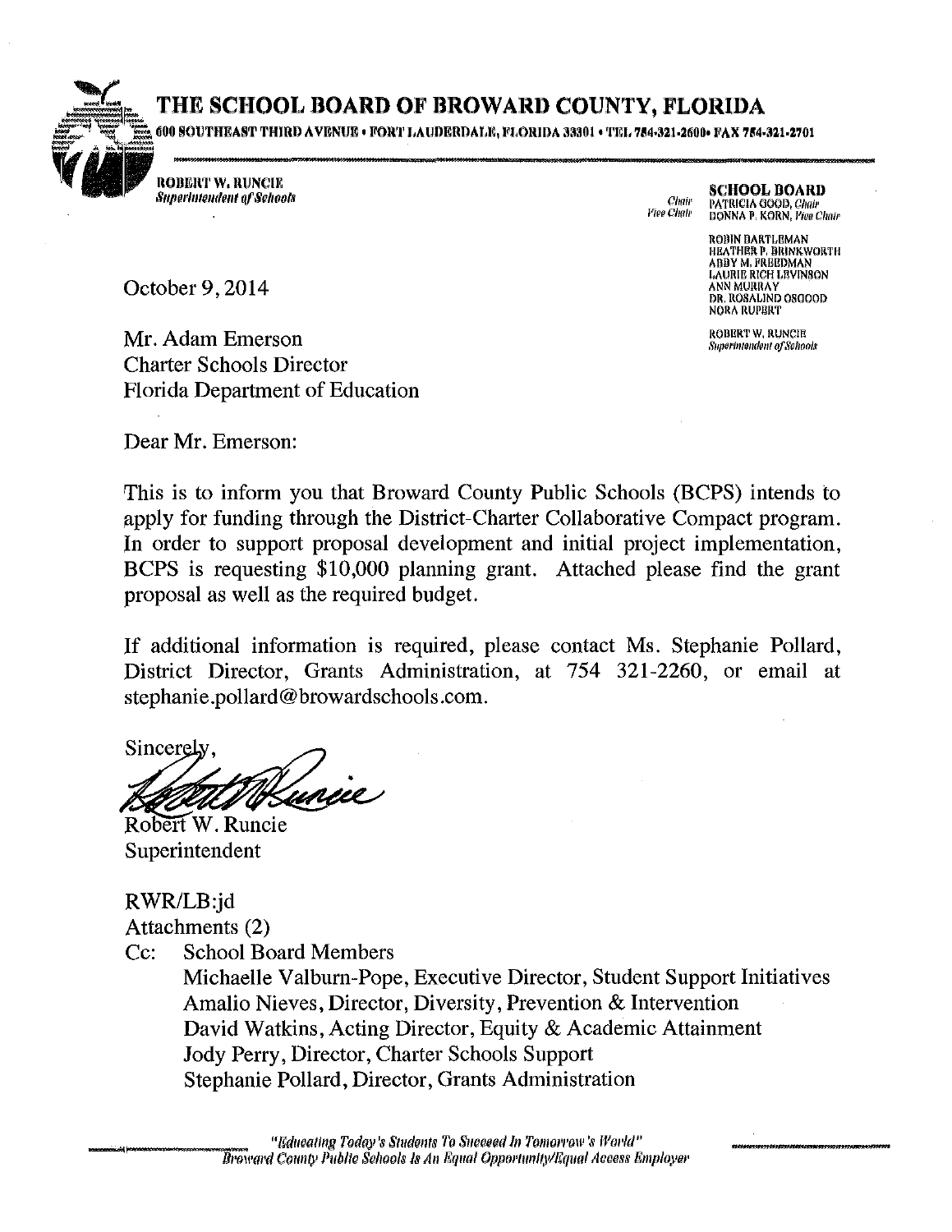# THE SCHOOL BOARD OF BROWARD COUNTY, FLORIDA

600 SOUTHEAST THIRD AVENUE • FORT LAUDERDALE, FLORIDA 33301 • TEL 754-321-2600 • FAX 754-321-2701

ROBERT W. RUNCIE
*Superintendent of Schools*

**SCHOOL BOARD**
PATRICIA GOOD, *Chair*
DONNA P. KORN, *Vice Chair*

ROBIN BARTLEMAN
HEATHER P. BRINKWORTH
ABBY M. FREEDMAN
LAURIE RICH LEVINSON
ANN MURRAY
DR. ROSALIND OSGOOD
NORA RUPERT

ROBERT W. RUNCIE
*Superintendent of Schools*

October 9, 2014

Mr. Adam Emerson
Charter Schools Director
Florida Department of Education

Dear Mr. Emerson:

This is to inform you that Broward County Public Schools (BCPS) intends to apply for funding through the District-Charter Collaborative Compact program. In order to support proposal development and initial project implementation, BCPS is requesting $10,000 planning grant. Attached please find the grant proposal as well as the required budget.

If additional information is required, please contact Ms. Stephanie Pollard, District Director, Grants Administration, at 754 321-2260, or email at stephanie.pollard@browardschools.com.

Sincerely,

Robert W. Runcie
Superintendent

RWR/LB:jd
Attachments (2)
Cc: School Board Members
Michaelle Valburn-Pope, Executive Director, Student Support Initiatives
Amalio Nieves, Director, Diversity, Prevention & Intervention
David Watkins, Acting Director, Equity & Academic Attainment
Jody Perry, Director, Charter Schools Support
Stephanie Pollard, Director, Grants Administration

*"Educating Today's Students To Succeed In Tomorrow's World"*
*Broward County Public Schools Is An Equal Opportunity/Equal Access Employer*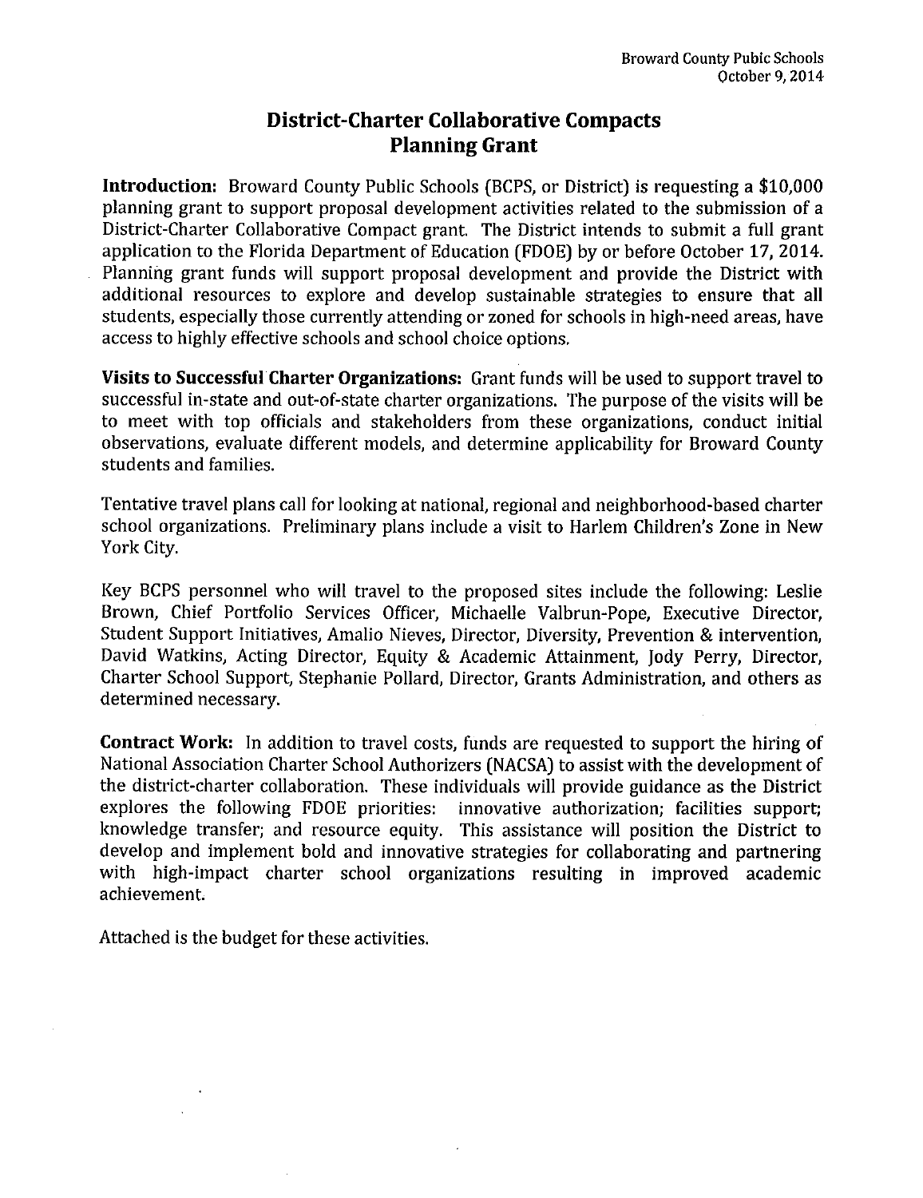Broward County Pubic Schools
October 9, 2014

# District-Charter Collaborative Compacts
# Planning Grant

**Introduction:** Broward County Public Schools (BCPS, or District) is requesting a $10,000 planning grant to support proposal development activities related to the submission of a District-Charter Collaborative Compact grant. The District intends to submit a full grant application to the Florida Department of Education (FDOE) by or before October 17, 2014. Planning grant funds will support proposal development and provide the District with additional resources to explore and develop sustainable strategies to ensure that all students, especially those currently attending or zoned for schools in high-need areas, have access to highly effective schools and school choice options.

**Visits to Successful Charter Organizations:** Grant funds will be used to support travel to successful in-state and out-of-state charter organizations. The purpose of the visits will be to meet with top officials and stakeholders from these organizations, conduct initial observations, evaluate different models, and determine applicability for Broward County students and families.

Tentative travel plans call for looking at national, regional and neighborhood-based charter school organizations. Preliminary plans include a visit to Harlem Children's Zone in New York City.

Key BCPS personnel who will travel to the proposed sites include the following: Leslie Brown, Chief Portfolio Services Officer, Michaelle Valbrun-Pope, Executive Director, Student Support Initiatives, Amalio Nieves, Director, Diversity, Prevention & intervention, David Watkins, Acting Director, Equity & Academic Attainment, Jody Perry, Director, Charter School Support, Stephanie Pollard, Director, Grants Administration, and others as determined necessary.

**Contract Work:** In addition to travel costs, funds are requested to support the hiring of National Association Charter School Authorizers (NACSA) to assist with the development of the district-charter collaboration. These individuals will provide guidance as the District explores the following FDOE priorities: innovative authorization; facilities support; knowledge transfer; and resource equity. This assistance will position the District to develop and implement bold and innovative strategies for collaborating and partnering with high-impact charter school organizations resulting in improved academic achievement.

Attached is the budget for these activities.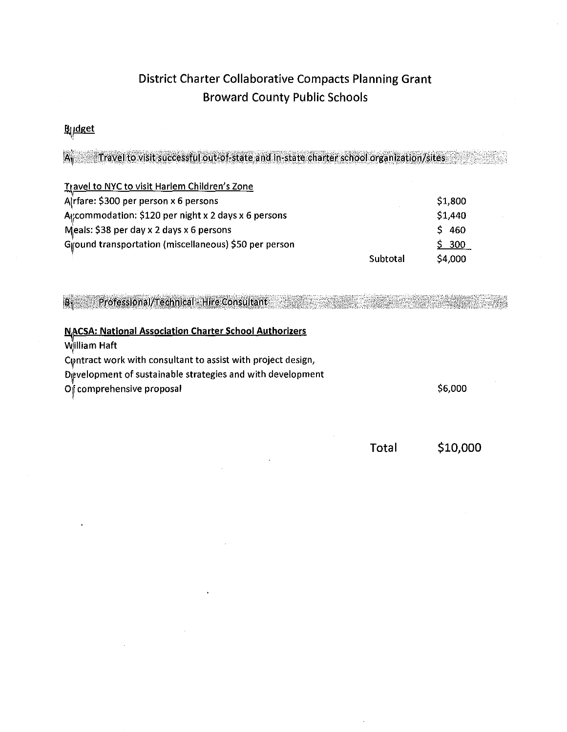# District Charter Collaborative Compacts Planning Grant
# Broward County Public Schools

**Budget**

**A. Travel to visit successful out-of-state and in-state charter school organization/sites**

Travel to NYC to visit Harlem Children's Zone

| | | |
|---|---|---|
| Airfare: $300 per person x 6 persons | | $1,800 |
| Accommodation: $120 per night x 2 days x 6 persons | | $1,440 |
| Meals: $38 per day x 2 days x 6 persons | | $ 460 |
| Ground transportation (miscellaneous) $50 per person | | $ 300 |
| | Subtotal | $4,000 |

**B. Professional/Technical - Hire Consultant**

**NACSA: National Association Charter School Authorizers**

William Haft
Contract work with consultant to assist with project design,
Development of sustainable strategies and with development
Of comprehensive proposal $6,000

**Total $10,000**